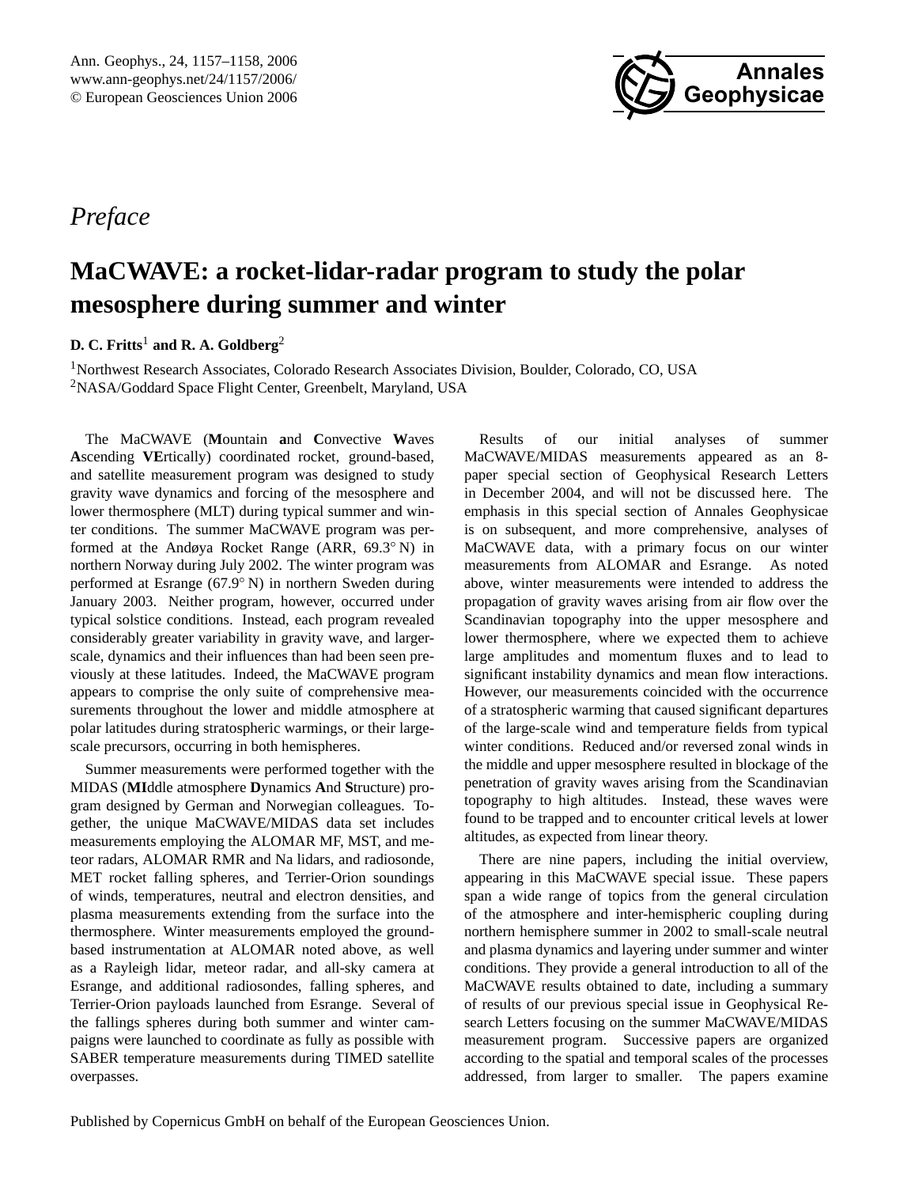*Preface*

# MaCWAVE: a rocket-lidar-radar program to study the polar mesosphere during summer and winter

**D. C. Fritts**[1] **and R. A. Goldberg**[2]

[1]Northwest Research Associates, Colorado Research Associates Division, Boulder, Colorado, CO, USA
[2]NASA/Goddard Space Flight Center, Greenbelt, Maryland, USA

The MaCWAVE (**M**ountain **a**nd **C**onvective **W**aves **A**scending **VE**rtically) coordinated rocket, ground-based, and satellite measurement program was designed to study gravity wave dynamics and forcing of the mesosphere and lower thermosphere (MLT) during typical summer and winter conditions. The summer MaCWAVE program was performed at the Andøya Rocket Range (ARR, 69.3° N) in northern Norway during July 2002. The winter program was performed at Esrange (67.9° N) in northern Sweden during January 2003. Neither program, however, occurred under typical solstice conditions. Instead, each program revealed considerably greater variability in gravity wave, and larger-scale, dynamics and their influences than had been seen previously at these latitudes. Indeed, the MaCWAVE program appears to comprise the only suite of comprehensive measurements throughout the lower and middle atmosphere at polar latitudes during stratospheric warmings, or their large-scale precursors, occurring in both hemispheres.

Summer measurements were performed together with the MIDAS (**MI**ddle atmosphere **D**ynamics **A**nd **S**tructure) program designed by German and Norwegian colleagues. Together, the unique MaCWAVE/MIDAS data set includes measurements employing the ALOMAR MF, MST, and meteor radars, ALOMAR RMR and Na lidars, and radiosonde, MET rocket falling spheres, and Terrier-Orion soundings of winds, temperatures, neutral and electron densities, and plasma measurements extending from the surface into the thermosphere. Winter measurements employed the ground-based instrumentation at ALOMAR noted above, as well as a Rayleigh lidar, meteor radar, and all-sky camera at Esrange, and additional radiosondes, falling spheres, and Terrier-Orion payloads launched from Esrange. Several of the fallings spheres during both summer and winter campaigns were launched to coordinate as fully as possible with SABER temperature measurements during TIMED satellite overpasses.

Results of our initial analyses of summer MaCWAVE/MIDAS measurements appeared as an 8-paper special section of Geophysical Research Letters in December 2004, and will not be discussed here. The emphasis in this special section of Annales Geophysicae is on subsequent, and more comprehensive, analyses of MaCWAVE data, with a primary focus on our winter measurements from ALOMAR and Esrange. As noted above, winter measurements were intended to address the propagation of gravity waves arising from air flow over the Scandinavian topography into the upper mesosphere and lower thermosphere, where we expected them to achieve large amplitudes and momentum fluxes and to lead to significant instability dynamics and mean flow interactions. However, our measurements coincided with the occurrence of a stratospheric warming that caused significant departures of the large-scale wind and temperature fields from typical winter conditions. Reduced and/or reversed zonal winds in the middle and upper mesosphere resulted in blockage of the penetration of gravity waves arising from the Scandinavian topography to high altitudes. Instead, these waves were found to be trapped and to encounter critical levels at lower altitudes, as expected from linear theory.

There are nine papers, including the initial overview, appearing in this MaCWAVE special issue. These papers span a wide range of topics from the general circulation of the atmosphere and inter-hemispheric coupling during northern hemisphere summer in 2002 to small-scale neutral and plasma dynamics and layering under summer and winter conditions. They provide a general introduction to all of the MaCWAVE results obtained to date, including a summary of results of our previous special issue in Geophysical Research Letters focusing on the summer MaCWAVE/MIDAS measurement program. Successive papers are organized according to the spatial and temporal scales of the processes addressed, from larger to smaller. The papers examine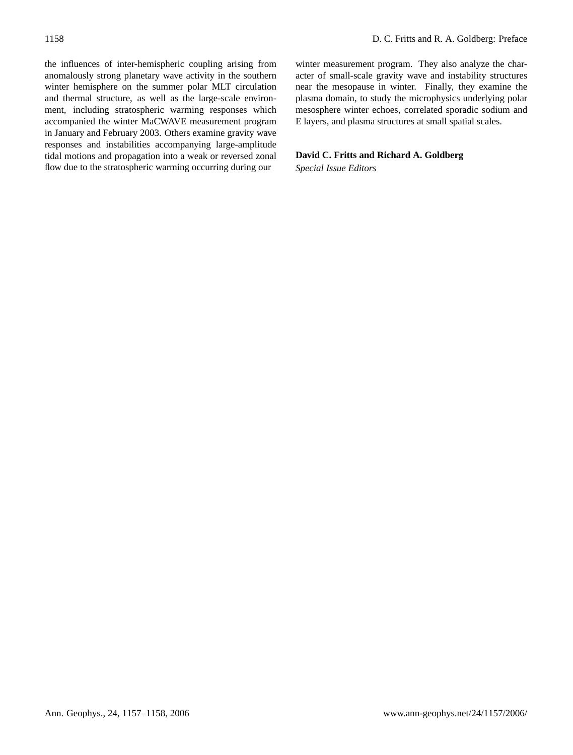the influences of inter-hemispheric coupling arising from anomalously strong planetary wave activity in the southern winter hemisphere on the summer polar MLT circulation and thermal structure, as well as the large-scale environment, including stratospheric warming responses which accompanied the winter MaCWAVE measurement program in January and February 2003. Others examine gravity wave responses and instabilities accompanying large-amplitude tidal motions and propagation into a weak or reversed zonal flow due to the stratospheric warming occurring during our winter measurement program. They also analyze the character of small-scale gravity wave and instability structures near the mesopause in winter. Finally, they examine the plasma domain, to study the microphysics underlying polar mesosphere winter echoes, correlated sporadic sodium and E layers, and plasma structures at small spatial scales.

**David C. Fritts and Richard A. Goldberg**
*Special Issue Editors*